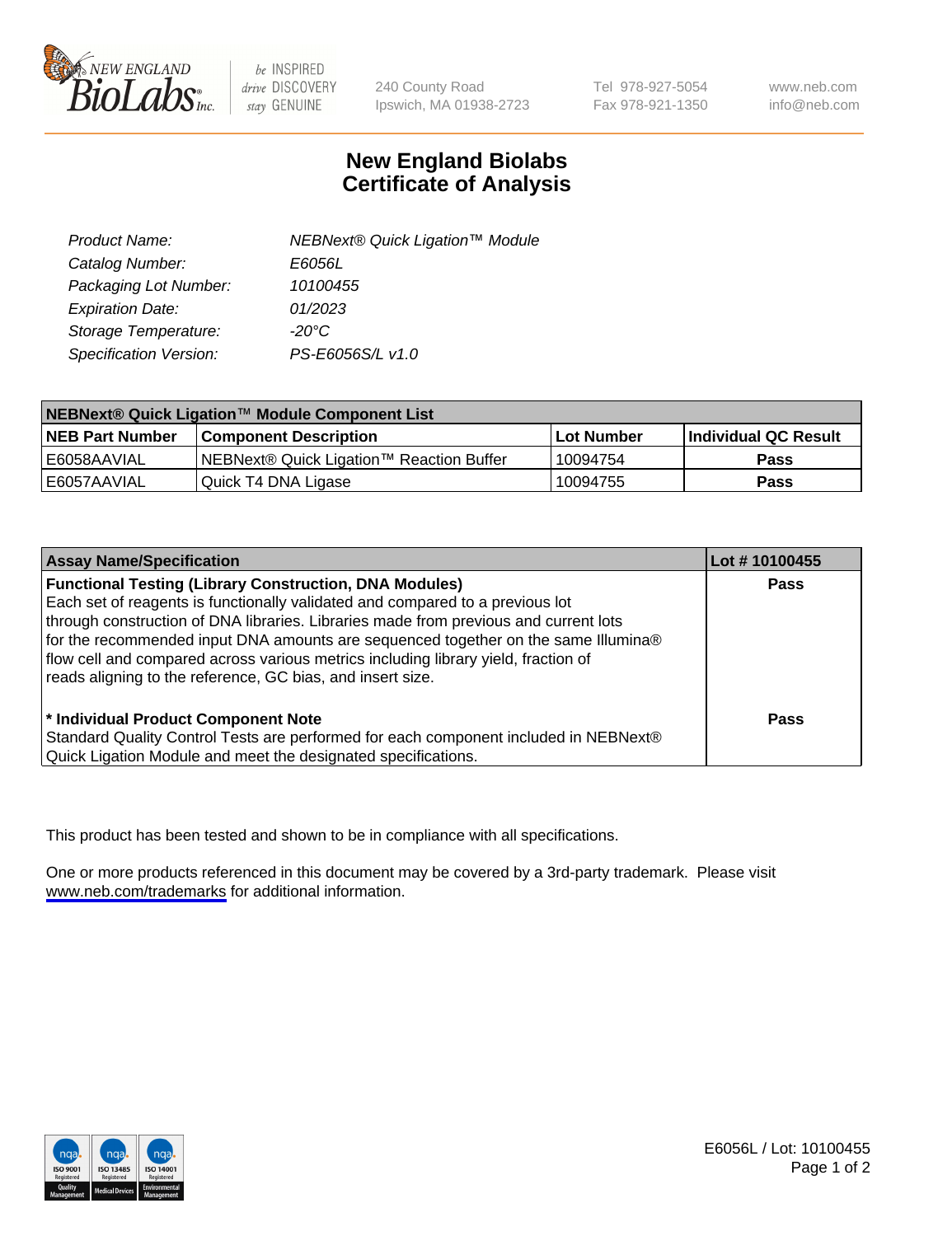# New England Biolabs Certificate of Analysis

| | |
|---|---|
| *Product Name:* | *NEBNext® Quick Ligation™ Module* |
| *Catalog Number:* | *E6056L* |
| *Packaging Lot Number:* | *10100455* |
| *Expiration Date:* | *01/2023* |
| *Storage Temperature:* | *-20°C* |
| *Specification Version:* | *PS-E6056S/L v1.0* |

| NEBNext® Quick Ligation™ Module Component List | | | |
|---|---|---|---|
| **NEB Part Number** | **Component Description** | **Lot Number** | **Individual QC Result** |
| E6058AAVIAL | NEBNext® Quick Ligation™ Reaction Buffer | 10094754 | **Pass** |
| E6057AAVIAL | Quick T4 DNA Ligase | 10094755 | **Pass** |

| Assay Name/Specification | Lot # 10100455 |
|---|---|
| **Functional Testing (Library Construction, DNA Modules)** Each set of reagents is functionally validated and compared to a previous lot through construction of DNA libraries. Libraries made from previous and current lots for the recommended input DNA amounts are sequenced together on the same Illumina® flow cell and compared across various metrics including library yield, fraction of reads aligning to the reference, GC bias, and insert size. | **Pass** |
| **\* Individual Product Component Note** Standard Quality Control Tests are performed for each component included in NEBNext® Quick Ligation Module and meet the designated specifications. | **Pass** |

This product has been tested and shown to be in compliance with all specifications.

One or more products referenced in this document may be covered by a 3rd-party trademark. Please visit www.neb.com/trademarks for additional information.

E6056L / Lot: 10100455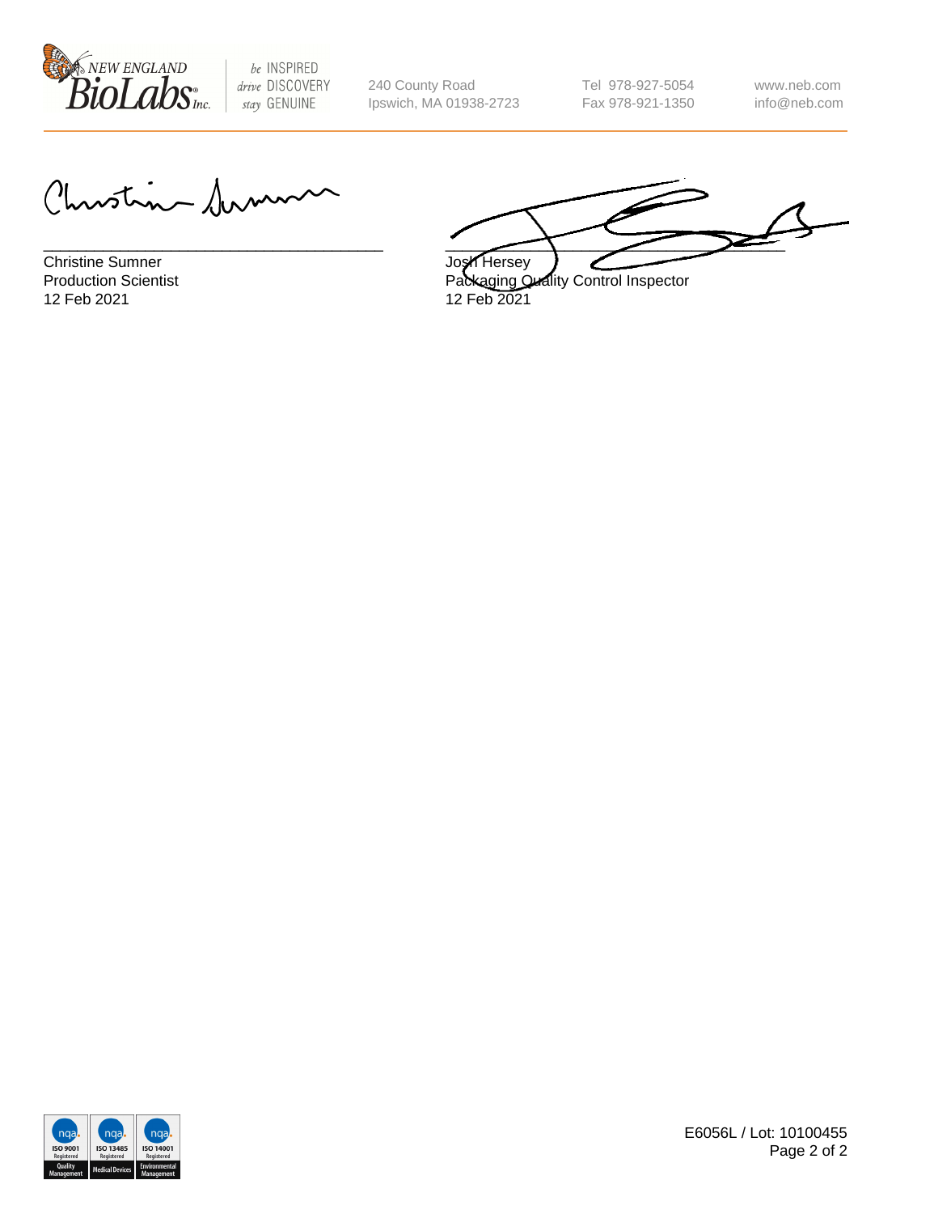Christine Sumner
Production Scientist
12 Feb 2021

Josh Hersey
Packaging Quality Control Inspector
12 Feb 2021

E6056L / Lot: 10100455